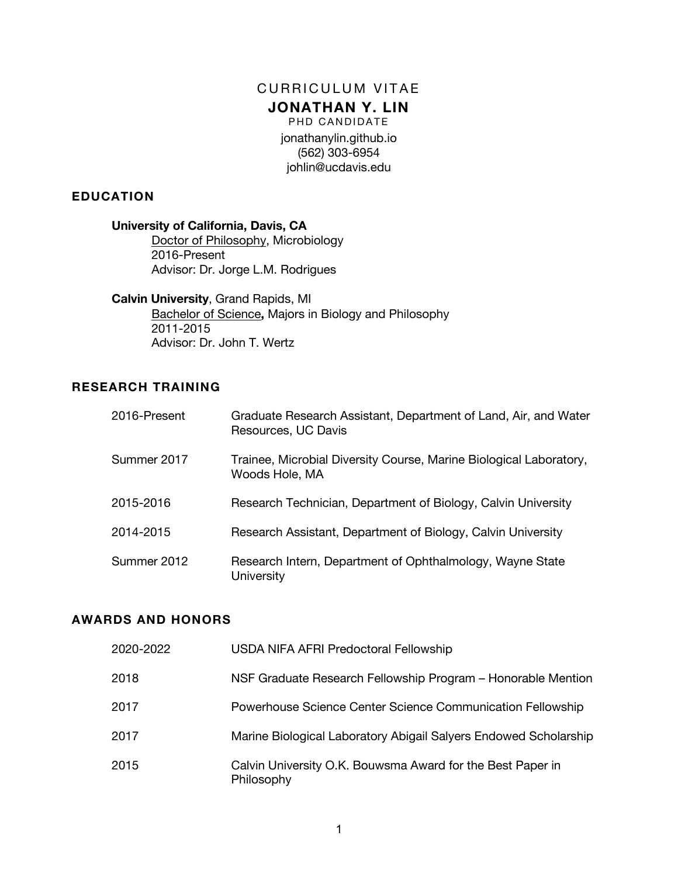# CURRICULUM VITAE

## JONATHAN Y. LIN

PHD CANDIDATE

jonathanylin.github.io
(562) 303-6954
johlin@ucdavis.edu

## EDUCATION

**University of California, Davis, CA**
Doctor of Philosophy, Microbiology
2016-Present
Advisor: Dr. Jorge L.M. Rodrigues

**Calvin University**, Grand Rapids, MI
Bachelor of Science**,** Majors in Biology and Philosophy
2011-2015
Advisor: Dr. John T. Wertz

## RESEARCH TRAINING

| | |
|---|---|
| 2016-Present | Graduate Research Assistant, Department of Land, Air, and Water Resources, UC Davis |
| Summer 2017 | Trainee, Microbial Diversity Course, Marine Biological Laboratory, Woods Hole, MA |
| 2015-2016 | Research Technician, Department of Biology, Calvin University |
| 2014-2015 | Research Assistant, Department of Biology, Calvin University |
| Summer 2012 | Research Intern, Department of Ophthalmology, Wayne State University |

## AWARDS AND HONORS

| | |
|---|---|
| 2020-2022 | USDA NIFA AFRI Predoctoral Fellowship |
| 2018 | NSF Graduate Research Fellowship Program – Honorable Mention |
| 2017 | Powerhouse Science Center Science Communication Fellowship |
| 2017 | Marine Biological Laboratory Abigail Salyers Endowed Scholarship |
| 2015 | Calvin University O.K. Bouwsma Award for the Best Paper in Philosophy |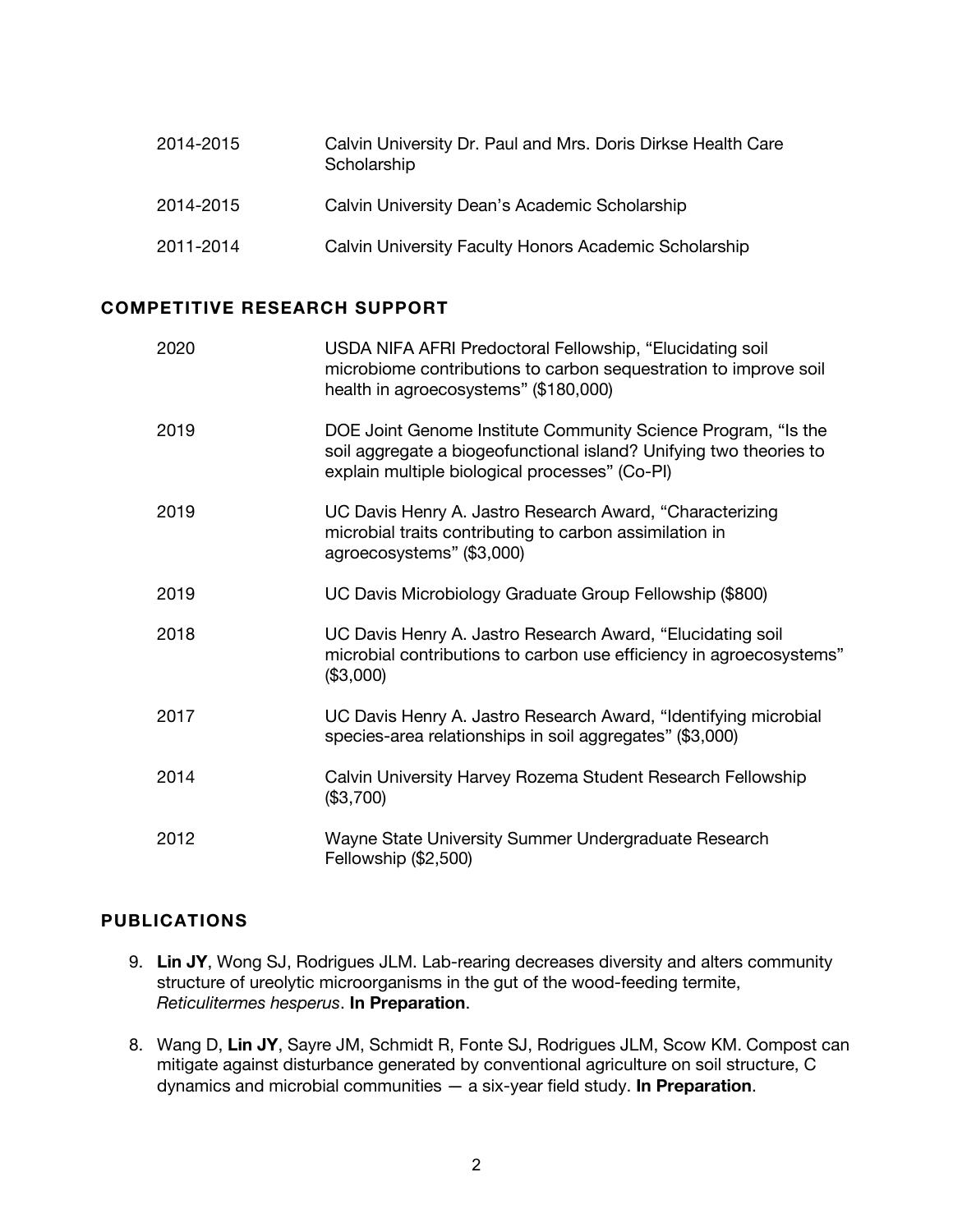2014-2015 Calvin University Dr. Paul and Mrs. Doris Dirkse Health Care Scholarship

2014-2015 Calvin University Dean's Academic Scholarship

2011-2014 Calvin University Faculty Honors Academic Scholarship

## COMPETITIVE RESEARCH SUPPORT

2020 USDA NIFA AFRI Predoctoral Fellowship, "Elucidating soil microbiome contributions to carbon sequestration to improve soil health in agroecosystems" ($180,000)

2019 DOE Joint Genome Institute Community Science Program, "Is the soil aggregate a biogeofunctional island? Unifying two theories to explain multiple biological processes" (Co-PI)

2019 UC Davis Henry A. Jastro Research Award, "Characterizing microbial traits contributing to carbon assimilation in agroecosystems" ($3,000)

2019 UC Davis Microbiology Graduate Group Fellowship ($800)

2018 UC Davis Henry A. Jastro Research Award, "Elucidating soil microbial contributions to carbon use efficiency in agroecosystems" ($3,000)

2017 UC Davis Henry A. Jastro Research Award, "Identifying microbial species-area relationships in soil aggregates" ($3,000)

2014 Calvin University Harvey Rozema Student Research Fellowship ($3,700)

2012 Wayne State University Summer Undergraduate Research Fellowship ($2,500)

## PUBLICATIONS

9. **Lin JY**, Wong SJ, Rodrigues JLM. Lab-rearing decreases diversity and alters community structure of ureolytic microorganisms in the gut of the wood-feeding termite, *Reticulitermes hesperus*. **In Preparation**.

8. Wang D, **Lin JY**, Sayre JM, Schmidt R, Fonte SJ, Rodrigues JLM, Scow KM. Compost can mitigate against disturbance generated by conventional agriculture on soil structure, C dynamics and microbial communities — a six-year field study. **In Preparation**.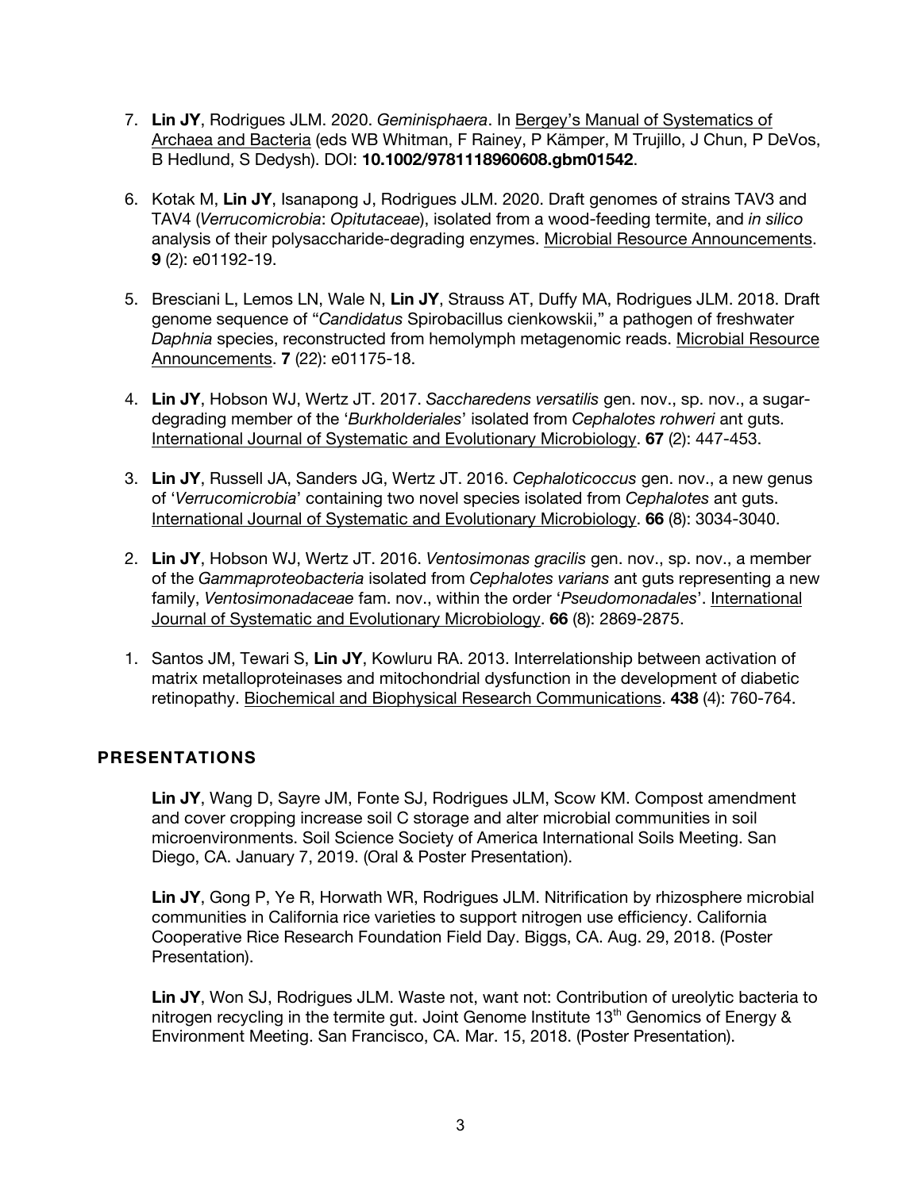7. **Lin JY**, Rodrigues JLM. 2020. *Geminisphaera*. In Bergey's Manual of Systematics of Archaea and Bacteria (eds WB Whitman, F Rainey, P Kämper, M Trujillo, J Chun, P DeVos, B Hedlund, S Dedysh). DOI: **10.1002/9781118960608.gbm01542**.

6. Kotak M, **Lin JY**, Isanapong J, Rodrigues JLM. 2020. Draft genomes of strains TAV3 and TAV4 (*Verrucomicrobia*: *Opitutaceae*), isolated from a wood-feeding termite, and *in silico* analysis of their polysaccharide-degrading enzymes. Microbial Resource Announcements. **9** (2): e01192-19.

5. Bresciani L, Lemos LN, Wale N, **Lin JY**, Strauss AT, Duffy MA, Rodrigues JLM. 2018. Draft genome sequence of "*Candidatus* Spirobacillus cienkowskii," a pathogen of freshwater *Daphnia* species, reconstructed from hemolymph metagenomic reads. Microbial Resource Announcements. **7** (22): e01175-18.

4. **Lin JY**, Hobson WJ, Wertz JT. 2017. *Saccharedens versatilis* gen. nov., sp. nov., a sugar-degrading member of the '*Burkholderiales*' isolated from *Cephalotes rohweri* ant guts. International Journal of Systematic and Evolutionary Microbiology. **67** (2): 447-453.

3. **Lin JY**, Russell JA, Sanders JG, Wertz JT. 2016. *Cephaloticoccus* gen. nov., a new genus of '*Verrucomicrobia*' containing two novel species isolated from *Cephalotes* ant guts. International Journal of Systematic and Evolutionary Microbiology. **66** (8): 3034-3040.

2. **Lin JY**, Hobson WJ, Wertz JT. 2016. *Ventosimonas gracilis* gen. nov., sp. nov., a member of the *Gammaproteobacteria* isolated from *Cephalotes varians* ant guts representing a new family, *Ventosimonadaceae* fam. nov., within the order '*Pseudomonadales*'. International Journal of Systematic and Evolutionary Microbiology. **66** (8): 2869-2875.

1. Santos JM, Tewari S, **Lin JY**, Kowluru RA. 2013. Interrelationship between activation of matrix metalloproteinases and mitochondrial dysfunction in the development of diabetic retinopathy. Biochemical and Biophysical Research Communications. **438** (4): 760-764.

## PRESENTATIONS

**Lin JY**, Wang D, Sayre JM, Fonte SJ, Rodrigues JLM, Scow KM. Compost amendment and cover cropping increase soil C storage and alter microbial communities in soil microenvironments. Soil Science Society of America International Soils Meeting. San Diego, CA. January 7, 2019. (Oral & Poster Presentation).

**Lin JY**, Gong P, Ye R, Horwath WR, Rodrigues JLM. Nitrification by rhizosphere microbial communities in California rice varieties to support nitrogen use efficiency. California Cooperative Rice Research Foundation Field Day. Biggs, CA. Aug. 29, 2018. (Poster Presentation).

**Lin JY**, Won SJ, Rodrigues JLM. Waste not, want not: Contribution of ureolytic bacteria to nitrogen recycling in the termite gut. Joint Genome Institute 13th Genomics of Energy & Environment Meeting. San Francisco, CA. Mar. 15, 2018. (Poster Presentation).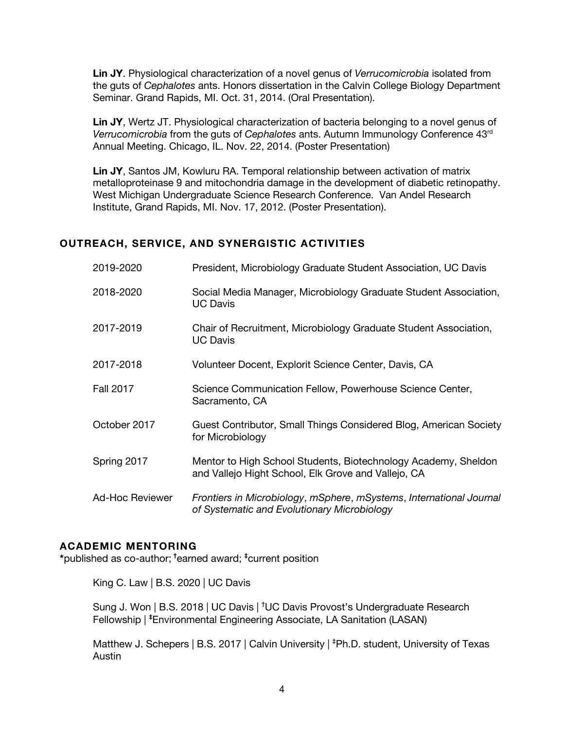**Lin JY**. Physiological characterization of a novel genus of *Verrucomicrobia* isolated from the guts of *Cephalotes* ants. Honors dissertation in the Calvin College Biology Department Seminar. Grand Rapids, MI. Oct. 31, 2014. (Oral Presentation).

**Lin JY**, Wertz JT. Physiological characterization of bacteria belonging to a novel genus of *Verrucomicrobia* from the guts of *Cephalotes* ants. Autumn Immunology Conference 43rd Annual Meeting. Chicago, IL. Nov. 22, 2014. (Poster Presentation)

**Lin JY**, Santos JM, Kowluru RA. Temporal relationship between activation of matrix metalloproteinase 9 and mitochondria damage in the development of diabetic retinopathy. West Michigan Undergraduate Science Research Conference. Van Andel Research Institute, Grand Rapids, MI. Nov. 17, 2012. (Poster Presentation).

## OUTREACH, SERVICE, AND SYNERGISTIC ACTIVITIES

| | |
|---|---|
| 2019-2020 | President, Microbiology Graduate Student Association, UC Davis |
| 2018-2020 | Social Media Manager, Microbiology Graduate Student Association, UC Davis |
| 2017-2019 | Chair of Recruitment, Microbiology Graduate Student Association, UC Davis |
| 2017-2018 | Volunteer Docent, Explorit Science Center, Davis, CA |
| Fall 2017 | Science Communication Fellow, Powerhouse Science Center, Sacramento, CA |
| October 2017 | Guest Contributor, Small Things Considered Blog, American Society for Microbiology |
| Spring 2017 | Mentor to High School Students, Biotechnology Academy, Sheldon and Vallejo Hight School, Elk Grove and Vallejo, CA |
| Ad-Hoc Reviewer | *Frontiers in Microbiology*, *mSphere*, *mSystems*, *International Journal of Systematic and Evolutionary Microbiology* |

## ACADEMIC MENTORING

*published as co-author; †earned award; ‡current position

King C. Law | B.S. 2020 | UC Davis

Sung J. Won | B.S. 2018 | UC Davis | †UC Davis Provost's Undergraduate Research Fellowship | ‡Environmental Engineering Associate, LA Sanitation (LASAN)

Matthew J. Schepers | B.S. 2017 | Calvin University | ‡Ph.D. student, University of Texas Austin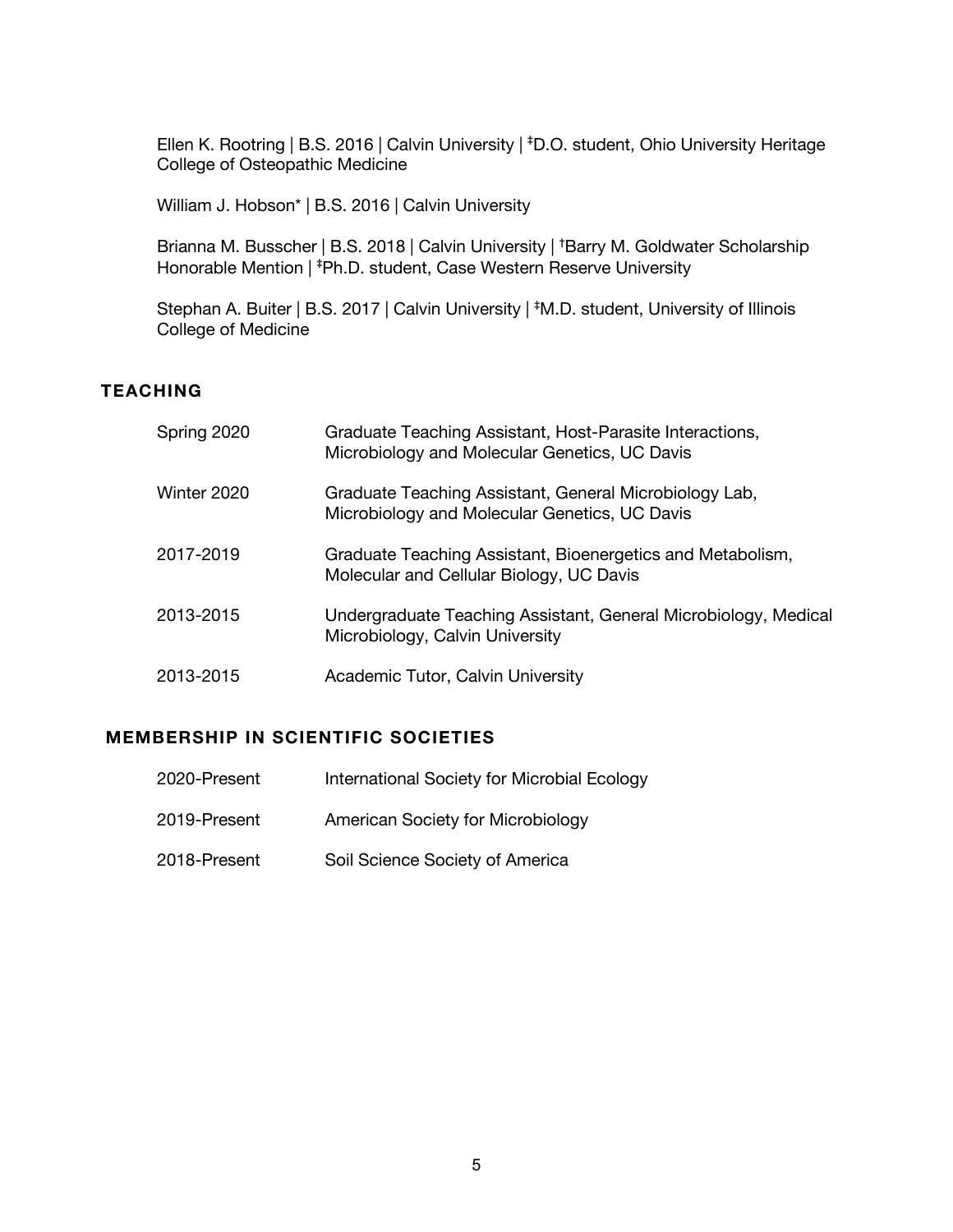Ellen K. Rootring | B.S. 2016 | Calvin University | [‡]D.O. student, Ohio University Heritage College of Osteopathic Medicine

William J. Hobson* | B.S. 2016 | Calvin University

Brianna M. Busscher | B.S. 2018 | Calvin University | [†]Barry M. Goldwater Scholarship Honorable Mention | [‡]Ph.D. student, Case Western Reserve University

Stephan A. Buiter | B.S. 2017 | Calvin University | [‡]M.D. student, University of Illinois College of Medicine

## TEACHING

| | |
|---|---|
| Spring 2020 | Graduate Teaching Assistant, Host-Parasite Interactions, Microbiology and Molecular Genetics, UC Davis |
| Winter 2020 | Graduate Teaching Assistant, General Microbiology Lab, Microbiology and Molecular Genetics, UC Davis |
| 2017-2019 | Graduate Teaching Assistant, Bioenergetics and Metabolism, Molecular and Cellular Biology, UC Davis |
| 2013-2015 | Undergraduate Teaching Assistant, General Microbiology, Medical Microbiology, Calvin University |
| 2013-2015 | Academic Tutor, Calvin University |

## MEMBERSHIP IN SCIENTIFIC SOCIETIES

| | |
|---|---|
| 2020-Present | International Society for Microbial Ecology |
| 2019-Present | American Society for Microbiology |
| 2018-Present | Soil Science Society of America |